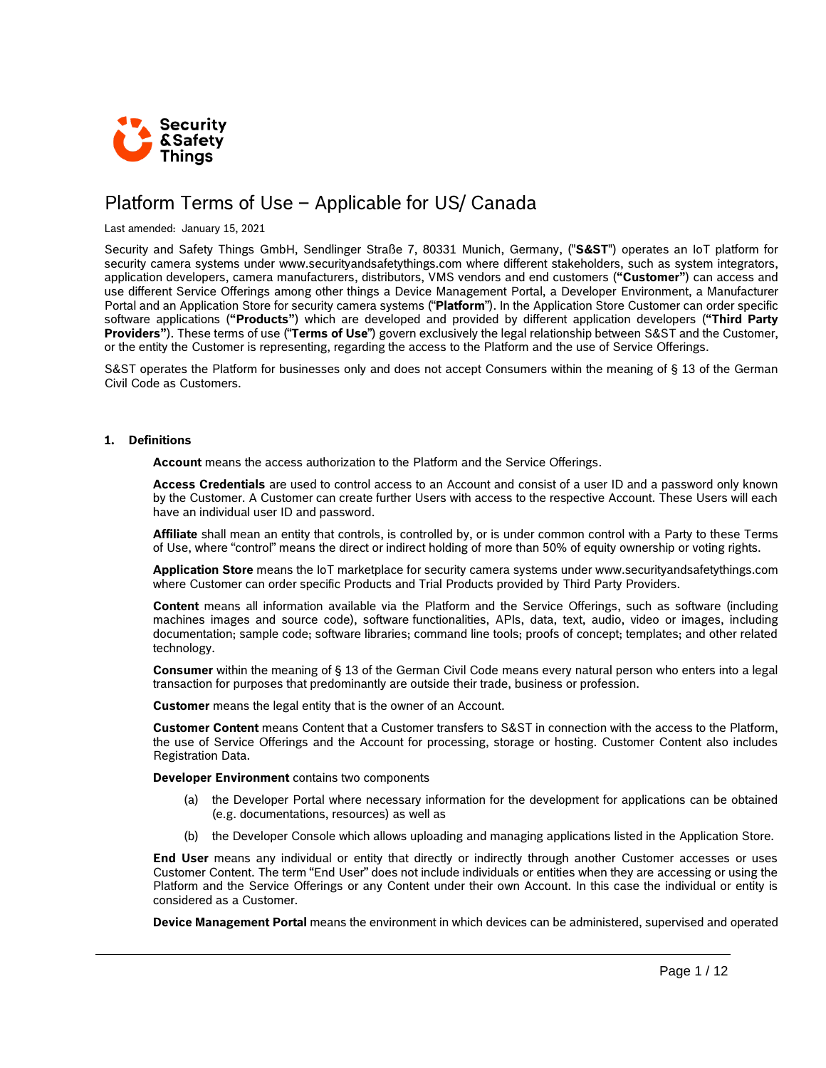Security & Safety Things

# Platform Terms of Use – Applicable for US/ Canada

Last amended: January 15, 2021

Security and Safety Things GmbH, Sendlinger Straße 7, 80331 Munich, Germany, ("**S&ST**") operates an IoT platform for security camera systems under www.securityandsafetythings.com where different stakeholders, such as system integrators, application developers, camera manufacturers, distributors, VMS vendors and end customers (**"Customer"**) can access and use different Service Offerings among other things a Device Management Portal, a Developer Environment, a Manufacturer Portal and an Application Store for security camera systems ("**Platform**"). In the Application Store Customer can order specific software applications (**"Products"**) which are developed and provided by different application developers (**"Third Party Providers"**). These terms of use ("**Terms of Use**") govern exclusively the legal relationship between S&ST and the Customer, or the entity the Customer is representing, regarding the access to the Platform and the use of Service Offerings.

S&ST operates the Platform for businesses only and does not accept Consumers within the meaning of § 13 of the German Civil Code as Customers.

## 1. Definitions

**Account** means the access authorization to the Platform and the Service Offerings.

**Access Credentials** are used to control access to an Account and consist of a user ID and a password only known by the Customer. A Customer can create further Users with access to the respective Account. These Users will each have an individual user ID and password.

**Affiliate** shall mean an entity that controls, is controlled by, or is under common control with a Party to these Terms of Use, where "control" means the direct or indirect holding of more than 50% of equity ownership or voting rights.

**Application Store** means the IoT marketplace for security camera systems under www.securityandsafetythings.com where Customer can order specific Products and Trial Products provided by Third Party Providers.

**Content** means all information available via the Platform and the Service Offerings, such as software (including machines images and source code), software functionalities, APIs, data, text, audio, video or images, including documentation; sample code; software libraries; command line tools; proofs of concept; templates; and other related technology.

**Consumer** within the meaning of § 13 of the German Civil Code means every natural person who enters into a legal transaction for purposes that predominantly are outside their trade, business or profession.

**Customer** means the legal entity that is the owner of an Account.

**Customer Content** means Content that a Customer transfers to S&ST in connection with the access to the Platform, the use of Service Offerings and the Account for processing, storage or hosting. Customer Content also includes Registration Data.

**Developer Environment** contains two components

(a) the Developer Portal where necessary information for the development for applications can be obtained (e.g. documentations, resources) as well as

(b) the Developer Console which allows uploading and managing applications listed in the Application Store.

**End User** means any individual or entity that directly or indirectly through another Customer accesses or uses Customer Content. The term "End User" does not include individuals or entities when they are accessing or using the Platform and the Service Offerings or any Content under their own Account. In this case the individual or entity is considered as a Customer.

**Device Management Portal** means the environment in which devices can be administered, supervised and operated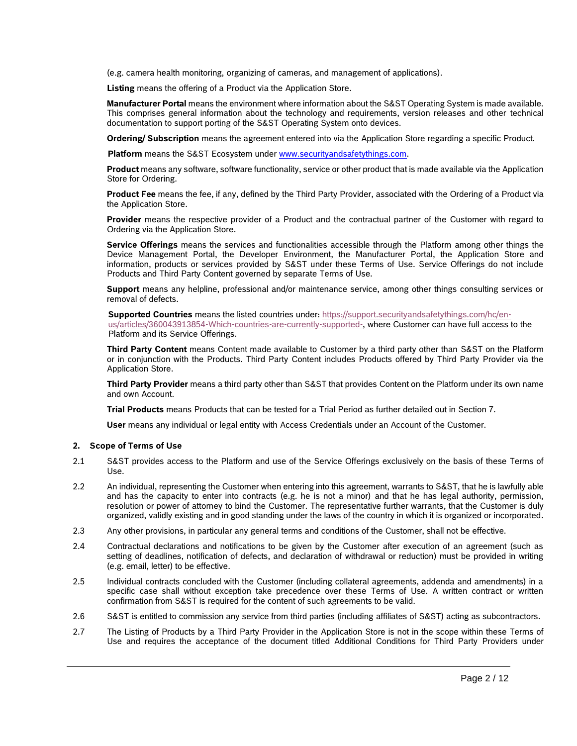(e.g. camera health monitoring, organizing of cameras, and management of applications).

**Listing** means the offering of a Product via the Application Store.

**Manufacturer Portal** means the environment where information about the S&ST Operating System is made available. This comprises general information about the technology and requirements, version releases and other technical documentation to support porting of the S&ST Operating System onto devices.

**Ordering/ Subscription** means the agreement entered into via the Application Store regarding a specific Product.

**Platform** means the S&ST Ecosystem under www.securityandsafetythings.com.

**Product** means any software, software functionality, service or other product that is made available via the Application Store for Ordering.

**Product Fee** means the fee, if any, defined by the Third Party Provider, associated with the Ordering of a Product via the Application Store.

**Provider** means the respective provider of a Product and the contractual partner of the Customer with regard to Ordering via the Application Store.

**Service Offerings** means the services and functionalities accessible through the Platform among other things the Device Management Portal, the Developer Environment, the Manufacturer Portal, the Application Store and information, products or services provided by S&ST under these Terms of Use. Service Offerings do not include Products and Third Party Content governed by separate Terms of Use.

**Support** means any helpline, professional and/or maintenance service, among other things consulting services or removal of defects.

**Supported Countries** means the listed countries under: https://support.securityandsafetythings.com/hc/en-us/articles/360043913854-Which-countries-are-currently-supported-, where Customer can have full access to the Platform and its Service Offerings.

**Third Party Content** means Content made available to Customer by a third party other than S&ST on the Platform or in conjunction with the Products. Third Party Content includes Products offered by Third Party Provider via the Application Store.

**Third Party Provider** means a third party other than S&ST that provides Content on the Platform under its own name and own Account.

**Trial Products** means Products that can be tested for a Trial Period as further detailed out in Section 7.

**User** means any individual or legal entity with Access Credentials under an Account of the Customer.

## 2. Scope of Terms of Use

2.1 S&ST provides access to the Platform and use of the Service Offerings exclusively on the basis of these Terms of Use.

2.2 An individual, representing the Customer when entering into this agreement, warrants to S&ST, that he is lawfully able and has the capacity to enter into contracts (e.g. he is not a minor) and that he has legal authority, permission, resolution or power of attorney to bind the Customer. The representative further warrants, that the Customer is duly organized, validly existing and in good standing under the laws of the country in which it is organized or incorporated.

2.3 Any other provisions, in particular any general terms and conditions of the Customer, shall not be effective.

2.4 Contractual declarations and notifications to be given by the Customer after execution of an agreement (such as setting of deadlines, notification of defects, and declaration of withdrawal or reduction) must be provided in writing (e.g. email, letter) to be effective.

2.5 Individual contracts concluded with the Customer (including collateral agreements, addenda and amendments) in a specific case shall without exception take precedence over these Terms of Use. A written contract or written confirmation from S&ST is required for the content of such agreements to be valid.

2.6 S&ST is entitled to commission any service from third parties (including affiliates of S&ST) acting as subcontractors.

2.7 The Listing of Products by a Third Party Provider in the Application Store is not in the scope within these Terms of Use and requires the acceptance of the document titled Additional Conditions for Third Party Providers under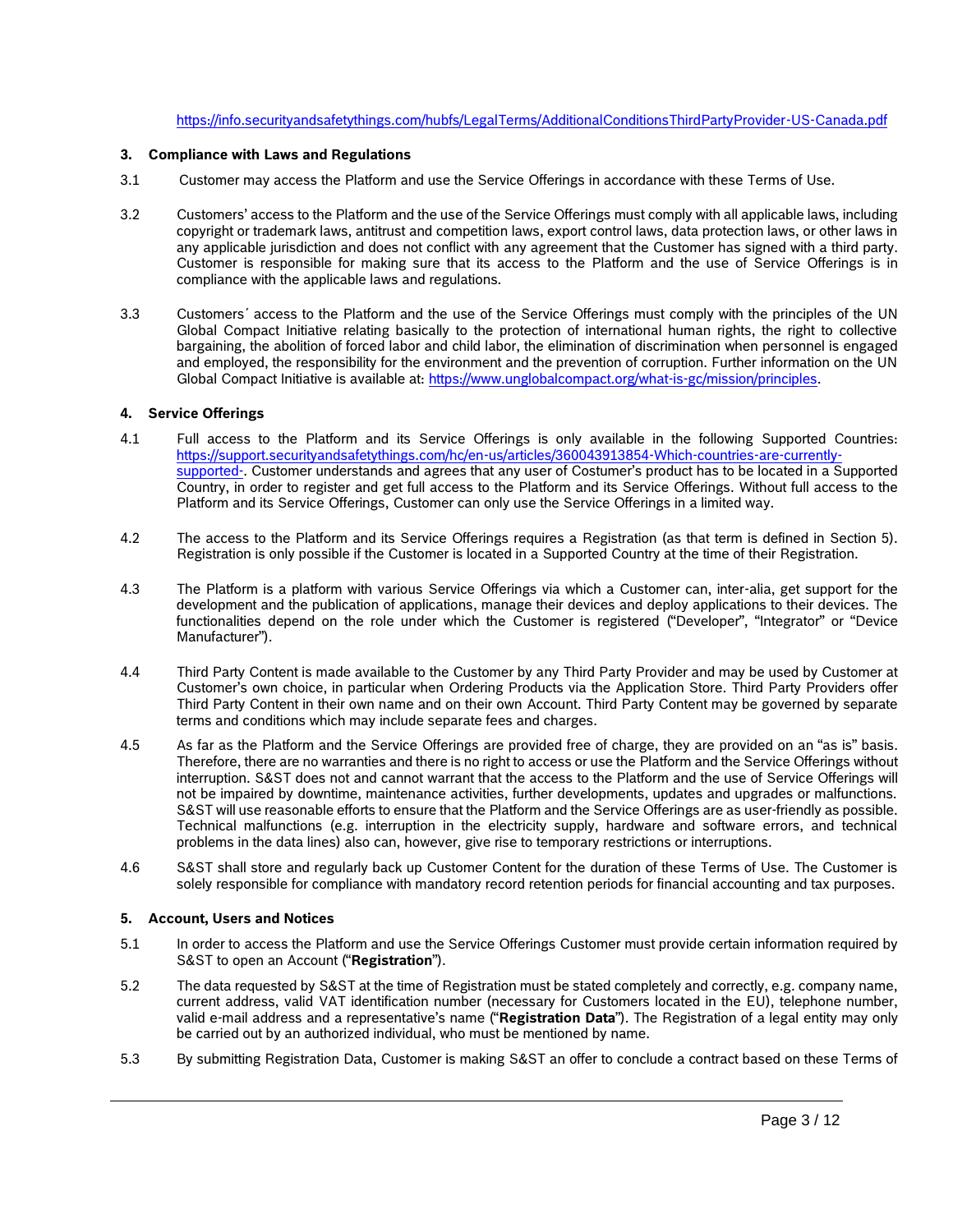https://info.securityandsafetythings.com/hubfs/LegalTerms/AdditionalConditionsThirdPartyProvider-US-Canada.pdf

### 3. Compliance with Laws and Regulations

3.1 Customer may access the Platform and use the Service Offerings in accordance with these Terms of Use.

3.2 Customers' access to the Platform and the use of the Service Offerings must comply with all applicable laws, including copyright or trademark laws, antitrust and competition laws, export control laws, data protection laws, or other laws in any applicable jurisdiction and does not conflict with any agreement that the Customer has signed with a third party. Customer is responsible for making sure that its access to the Platform and the use of Service Offerings is in compliance with the applicable laws and regulations.

3.3 Customers´ access to the Platform and the use of the Service Offerings must comply with the principles of the UN Global Compact Initiative relating basically to the protection of international human rights, the right to collective bargaining, the abolition of forced labor and child labor, the elimination of discrimination when personnel is engaged and employed, the responsibility for the environment and the prevention of corruption. Further information on the UN Global Compact Initiative is available at: https://www.unglobalcompact.org/what-is-gc/mission/principles.

### 4. Service Offerings

4.1 Full access to the Platform and its Service Offerings is only available in the following Supported Countries: https://support.securityandsafetythings.com/hc/en-us/articles/360043913854-Which-countries-are-currently-supported-. Customer understands and agrees that any user of Costumer's product has to be located in a Supported Country, in order to register and get full access to the Platform and its Service Offerings. Without full access to the Platform and its Service Offerings, Customer can only use the Service Offerings in a limited way.

4.2 The access to the Platform and its Service Offerings requires a Registration (as that term is defined in Section 5). Registration is only possible if the Customer is located in a Supported Country at the time of their Registration.

4.3 The Platform is a platform with various Service Offerings via which a Customer can, inter-alia, get support for the development and the publication of applications, manage their devices and deploy applications to their devices. The functionalities depend on the role under which the Customer is registered ("Developer", "Integrator" or "Device Manufacturer").

4.4 Third Party Content is made available to the Customer by any Third Party Provider and may be used by Customer at Customer's own choice, in particular when Ordering Products via the Application Store. Third Party Providers offer Third Party Content in their own name and on their own Account. Third Party Content may be governed by separate terms and conditions which may include separate fees and charges.

4.5 As far as the Platform and the Service Offerings are provided free of charge, they are provided on an "as is" basis. Therefore, there are no warranties and there is no right to access or use the Platform and the Service Offerings without interruption. S&ST does not and cannot warrant that the access to the Platform and the use of Service Offerings will not be impaired by downtime, maintenance activities, further developments, updates and upgrades or malfunctions. S&ST will use reasonable efforts to ensure that the Platform and the Service Offerings are as user-friendly as possible. Technical malfunctions (e.g. interruption in the electricity supply, hardware and software errors, and technical problems in the data lines) also can, however, give rise to temporary restrictions or interruptions.

4.6 S&ST shall store and regularly back up Customer Content for the duration of these Terms of Use. The Customer is solely responsible for compliance with mandatory record retention periods for financial accounting and tax purposes.

### 5. Account, Users and Notices

5.1 In order to access the Platform and use the Service Offerings Customer must provide certain information required by S&ST to open an Account ("**Registration**").

5.2 The data requested by S&ST at the time of Registration must be stated completely and correctly, e.g. company name, current address, valid VAT identification number (necessary for Customers located in the EU), telephone number, valid e-mail address and a representative's name ("**Registration Data**"). The Registration of a legal entity may only be carried out by an authorized individual, who must be mentioned by name.

5.3 By submitting Registration Data, Customer is making S&ST an offer to conclude a contract based on these Terms of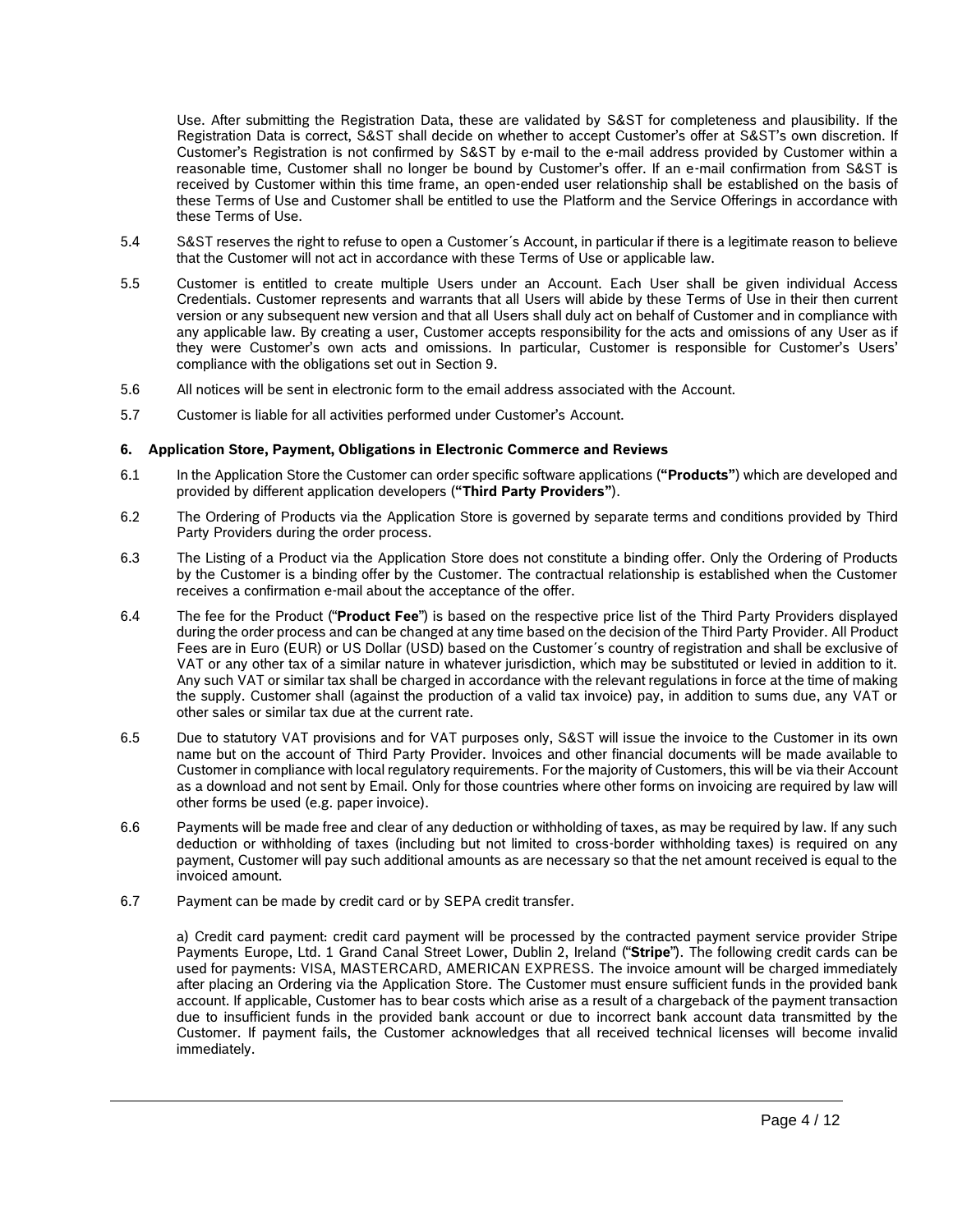Use. After submitting the Registration Data, these are validated by S&ST for completeness and plausibility. If the Registration Data is correct, S&ST shall decide on whether to accept Customer's offer at S&ST's own discretion. If Customer's Registration is not confirmed by S&ST by e-mail to the e-mail address provided by Customer within a reasonable time, Customer shall no longer be bound by Customer's offer. If an e-mail confirmation from S&ST is received by Customer within this time frame, an open-ended user relationship shall be established on the basis of these Terms of Use and Customer shall be entitled to use the Platform and the Service Offerings in accordance with these Terms of Use.

5.4 S&ST reserves the right to refuse to open a Customer´s Account, in particular if there is a legitimate reason to believe that the Customer will not act in accordance with these Terms of Use or applicable law.

5.5 Customer is entitled to create multiple Users under an Account. Each User shall be given individual Access Credentials. Customer represents and warrants that all Users will abide by these Terms of Use in their then current version or any subsequent new version and that all Users shall duly act on behalf of Customer and in compliance with any applicable law. By creating a user, Customer accepts responsibility for the acts and omissions of any User as if they were Customer's own acts and omissions. In particular, Customer is responsible for Customer's Users' compliance with the obligations set out in Section 9.

5.6 All notices will be sent in electronic form to the email address associated with the Account.

5.7 Customer is liable for all activities performed under Customer's Account.

### 6. Application Store, Payment, Obligations in Electronic Commerce and Reviews

6.1 In the Application Store the Customer can order specific software applications (**"Products"**) which are developed and provided by different application developers (**"Third Party Providers"**).

6.2 The Ordering of Products via the Application Store is governed by separate terms and conditions provided by Third Party Providers during the order process.

6.3 The Listing of a Product via the Application Store does not constitute a binding offer. Only the Ordering of Products by the Customer is a binding offer by the Customer. The contractual relationship is established when the Customer receives a confirmation e-mail about the acceptance of the offer.

6.4 The fee for the Product ("**Product Fee**") is based on the respective price list of the Third Party Providers displayed during the order process and can be changed at any time based on the decision of the Third Party Provider. All Product Fees are in Euro (EUR) or US Dollar (USD) based on the Customer´s country of registration and shall be exclusive of VAT or any other tax of a similar nature in whatever jurisdiction, which may be substituted or levied in addition to it. Any such VAT or similar tax shall be charged in accordance with the relevant regulations in force at the time of making the supply. Customer shall (against the production of a valid tax invoice) pay, in addition to sums due, any VAT or other sales or similar tax due at the current rate.

6.5 Due to statutory VAT provisions and for VAT purposes only, S&ST will issue the invoice to the Customer in its own name but on the account of Third Party Provider. Invoices and other financial documents will be made available to Customer in compliance with local regulatory requirements. For the majority of Customers, this will be via their Account as a download and not sent by Email. Only for those countries where other forms on invoicing are required by law will other forms be used (e.g. paper invoice).

6.6 Payments will be made free and clear of any deduction or withholding of taxes, as may be required by law. If any such deduction or withholding of taxes (including but not limited to cross-border withholding taxes) is required on any payment, Customer will pay such additional amounts as are necessary so that the net amount received is equal to the invoiced amount.

6.7 Payment can be made by credit card or by SEPA credit transfer.

a) Credit card payment: credit card payment will be processed by the contracted payment service provider Stripe Payments Europe, Ltd. 1 Grand Canal Street Lower, Dublin 2, Ireland ("**Stripe**"). The following credit cards can be used for payments: VISA, MASTERCARD, AMERICAN EXPRESS. The invoice amount will be charged immediately after placing an Ordering via the Application Store. The Customer must ensure sufficient funds in the provided bank account. If applicable, Customer has to bear costs which arise as a result of a chargeback of the payment transaction due to insufficient funds in the provided bank account or due to incorrect bank account data transmitted by the Customer. If payment fails, the Customer acknowledges that all received technical licenses will become invalid immediately.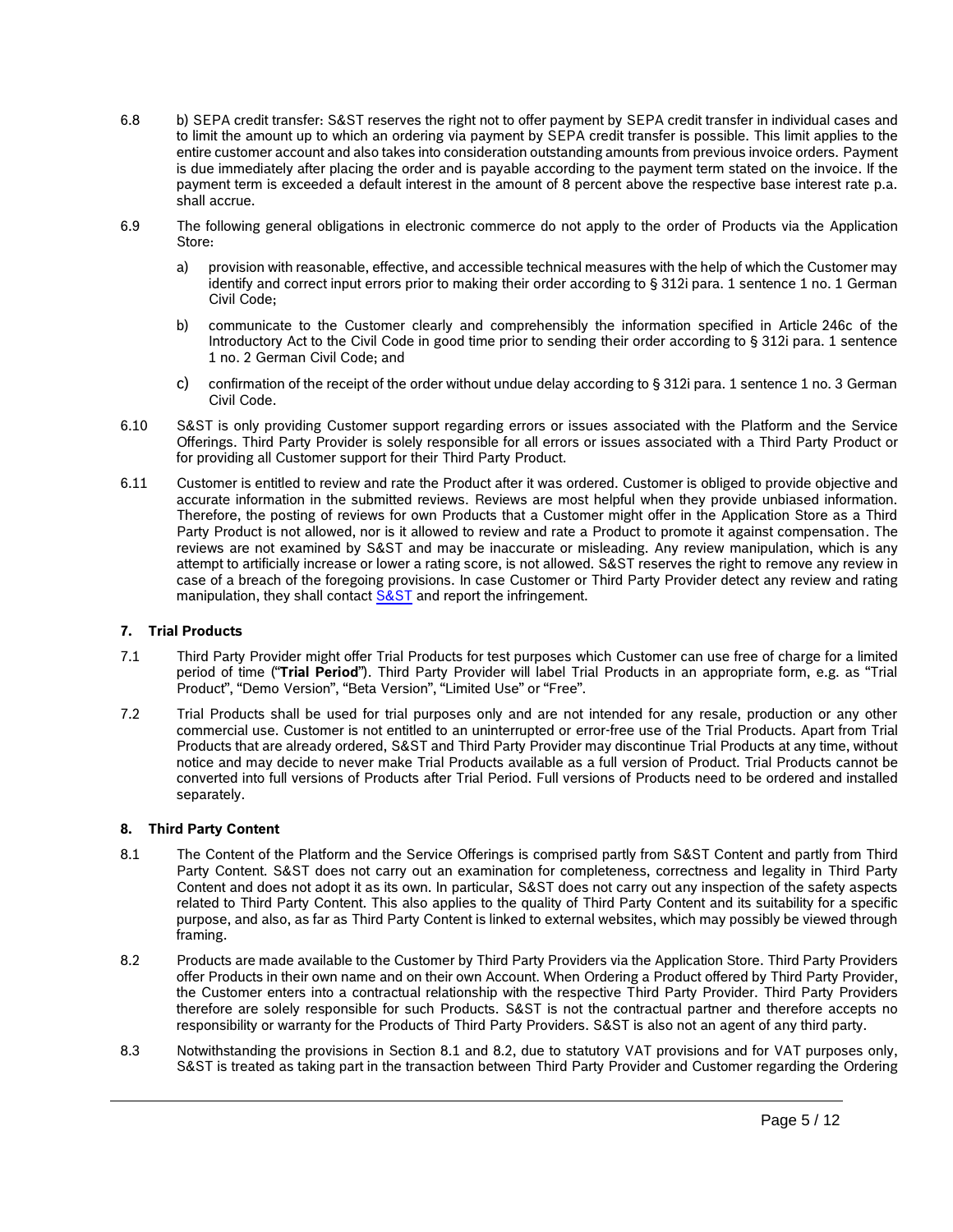6.8 b) SEPA credit transfer: S&ST reserves the right not to offer payment by SEPA credit transfer in individual cases and to limit the amount up to which an ordering via payment by SEPA credit transfer is possible. This limit applies to the entire customer account and also takes into consideration outstanding amounts from previous invoice orders. Payment is due immediately after placing the order and is payable according to the payment term stated on the invoice. If the payment term is exceeded a default interest in the amount of 8 percent above the respective base interest rate p.a. shall accrue.

6.9 The following general obligations in electronic commerce do not apply to the order of Products via the Application Store:

a) provision with reasonable, effective, and accessible technical measures with the help of which the Customer may identify and correct input errors prior to making their order according to § 312i para. 1 sentence 1 no. 1 German Civil Code;

b) communicate to the Customer clearly and comprehensibly the information specified in Article 246c of the Introductory Act to the Civil Code in good time prior to sending their order according to § 312i para. 1 sentence 1 no. 2 German Civil Code; and

c) confirmation of the receipt of the order without undue delay according to § 312i para. 1 sentence 1 no. 3 German Civil Code.

6.10 S&ST is only providing Customer support regarding errors or issues associated with the Platform and the Service Offerings. Third Party Provider is solely responsible for all errors or issues associated with a Third Party Product or for providing all Customer support for their Third Party Product.

6.11 Customer is entitled to review and rate the Product after it was ordered. Customer is obliged to provide objective and accurate information in the submitted reviews. Reviews are most helpful when they provide unbiased information. Therefore, the posting of reviews for own Products that a Customer might offer in the Application Store as a Third Party Product is not allowed, nor is it allowed to review and rate a Product to promote it against compensation. The reviews are not examined by S&ST and may be inaccurate or misleading. Any review manipulation, which is any attempt to artificially increase or lower a rating score, is not allowed. S&ST reserves the right to remove any review in case of a breach of the foregoing provisions. In case Customer or Third Party Provider detect any review and rating manipulation, they shall contact S&ST and report the infringement.

### 7. Trial Products

7.1 Third Party Provider might offer Trial Products for test purposes which Customer can use free of charge for a limited period of time ("**Trial Period**"). Third Party Provider will label Trial Products in an appropriate form, e.g. as "Trial Product", "Demo Version", "Beta Version", "Limited Use" or "Free".

7.2 Trial Products shall be used for trial purposes only and are not intended for any resale, production or any other commercial use. Customer is not entitled to an uninterrupted or error-free use of the Trial Products. Apart from Trial Products that are already ordered, S&ST and Third Party Provider may discontinue Trial Products at any time, without notice and may decide to never make Trial Products available as a full version of Product. Trial Products cannot be converted into full versions of Products after Trial Period. Full versions of Products need to be ordered and installed separately.

### 8. Third Party Content

8.1 The Content of the Platform and the Service Offerings is comprised partly from S&ST Content and partly from Third Party Content. S&ST does not carry out an examination for completeness, correctness and legality in Third Party Content and does not adopt it as its own. In particular, S&ST does not carry out any inspection of the safety aspects related to Third Party Content. This also applies to the quality of Third Party Content and its suitability for a specific purpose, and also, as far as Third Party Content is linked to external websites, which may possibly be viewed through framing.

8.2 Products are made available to the Customer by Third Party Providers via the Application Store. Third Party Providers offer Products in their own name and on their own Account. When Ordering a Product offered by Third Party Provider, the Customer enters into a contractual relationship with the respective Third Party Provider. Third Party Providers therefore are solely responsible for such Products. S&ST is not the contractual partner and therefore accepts no responsibility or warranty for the Products of Third Party Providers. S&ST is also not an agent of any third party.

8.3 Notwithstanding the provisions in Section 8.1 and 8.2, due to statutory VAT provisions and for VAT purposes only, S&ST is treated as taking part in the transaction between Third Party Provider and Customer regarding the Ordering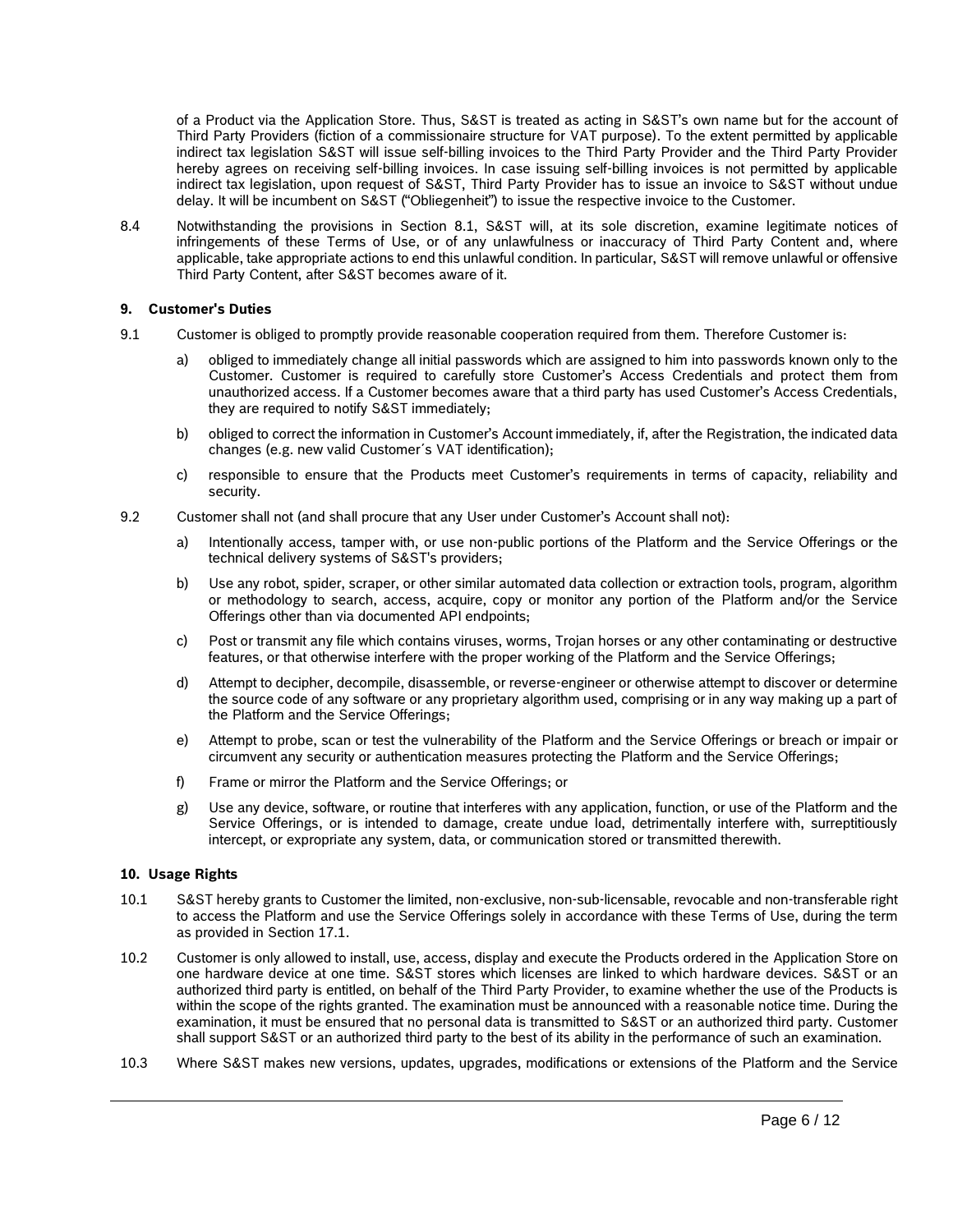of a Product via the Application Store. Thus, S&ST is treated as acting in S&ST's own name but for the account of Third Party Providers (fiction of a commissionaire structure for VAT purpose). To the extent permitted by applicable indirect tax legislation S&ST will issue self-billing invoices to the Third Party Provider and the Third Party Provider hereby agrees on receiving self-billing invoices. In case issuing self-billing invoices is not permitted by applicable indirect tax legislation, upon request of S&ST, Third Party Provider has to issue an invoice to S&ST without undue delay. It will be incumbent on S&ST ("Obliegenheit") to issue the respective invoice to the Customer.

8.4 Notwithstanding the provisions in Section 8.1, S&ST will, at its sole discretion, examine legitimate notices of infringements of these Terms of Use, or of any unlawfulness or inaccuracy of Third Party Content and, where applicable, take appropriate actions to end this unlawful condition. In particular, S&ST will remove unlawful or offensive Third Party Content, after S&ST becomes aware of it.

## 9. Customer's Duties

9.1 Customer is obliged to promptly provide reasonable cooperation required from them. Therefore Customer is:

a) obliged to immediately change all initial passwords which are assigned to him into passwords known only to the Customer. Customer is required to carefully store Customer's Access Credentials and protect them from unauthorized access. If a Customer becomes aware that a third party has used Customer's Access Credentials, they are required to notify S&ST immediately;

b) obliged to correct the information in Customer's Account immediately, if, after the Registration, the indicated data changes (e.g. new valid Customer´s VAT identification);

c) responsible to ensure that the Products meet Customer's requirements in terms of capacity, reliability and security.

9.2 Customer shall not (and shall procure that any User under Customer's Account shall not):

a) Intentionally access, tamper with, or use non-public portions of the Platform and the Service Offerings or the technical delivery systems of S&ST's providers;

b) Use any robot, spider, scraper, or other similar automated data collection or extraction tools, program, algorithm or methodology to search, access, acquire, copy or monitor any portion of the Platform and/or the Service Offerings other than via documented API endpoints;

c) Post or transmit any file which contains viruses, worms, Trojan horses or any other contaminating or destructive features, or that otherwise interfere with the proper working of the Platform and the Service Offerings;

d) Attempt to decipher, decompile, disassemble, or reverse-engineer or otherwise attempt to discover or determine the source code of any software or any proprietary algorithm used, comprising or in any way making up a part of the Platform and the Service Offerings;

e) Attempt to probe, scan or test the vulnerability of the Platform and the Service Offerings or breach or impair or circumvent any security or authentication measures protecting the Platform and the Service Offerings;

f) Frame or mirror the Platform and the Service Offerings; or

g) Use any device, software, or routine that interferes with any application, function, or use of the Platform and the Service Offerings, or is intended to damage, create undue load, detrimentally interfere with, surreptitiously intercept, or expropriate any system, data, or communication stored or transmitted therewith.

## 10. Usage Rights

10.1 S&ST hereby grants to Customer the limited, non-exclusive, non-sub-licensable, revocable and non-transferable right to access the Platform and use the Service Offerings solely in accordance with these Terms of Use, during the term as provided in Section 17.1.

10.2 Customer is only allowed to install, use, access, display and execute the Products ordered in the Application Store on one hardware device at one time. S&ST stores which licenses are linked to which hardware devices. S&ST or an authorized third party is entitled, on behalf of the Third Party Provider, to examine whether the use of the Products is within the scope of the rights granted. The examination must be announced with a reasonable notice time. During the examination, it must be ensured that no personal data is transmitted to S&ST or an authorized third party. Customer shall support S&ST or an authorized third party to the best of its ability in the performance of such an examination.

10.3 Where S&ST makes new versions, updates, upgrades, modifications or extensions of the Platform and the Service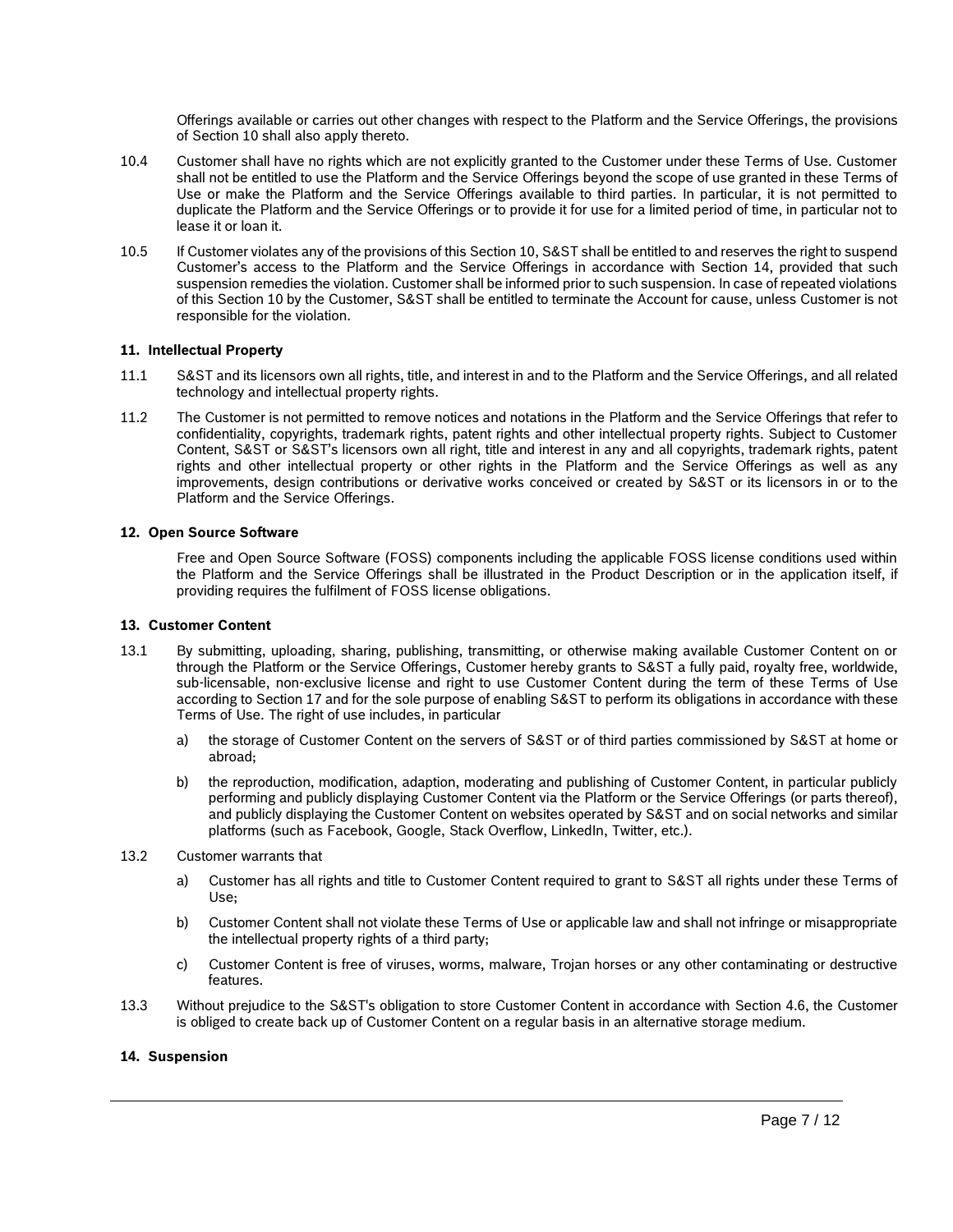Offerings available or carries out other changes with respect to the Platform and the Service Offerings, the provisions of Section 10 shall also apply thereto.

10.4 Customer shall have no rights which are not explicitly granted to the Customer under these Terms of Use. Customer shall not be entitled to use the Platform and the Service Offerings beyond the scope of use granted in these Terms of Use or make the Platform and the Service Offerings available to third parties. In particular, it is not permitted to duplicate the Platform and the Service Offerings or to provide it for use for a limited period of time, in particular not to lease it or loan it.

10.5 If Customer violates any of the provisions of this Section 10, S&ST shall be entitled to and reserves the right to suspend Customer's access to the Platform and the Service Offerings in accordance with Section 14, provided that such suspension remedies the violation. Customer shall be informed prior to such suspension. In case of repeated violations of this Section 10 by the Customer, S&ST shall be entitled to terminate the Account for cause, unless Customer is not responsible for the violation.

**11. Intellectual Property**

11.1 S&ST and its licensors own all rights, title, and interest in and to the Platform and the Service Offerings, and all related technology and intellectual property rights.

11.2 The Customer is not permitted to remove notices and notations in the Platform and the Service Offerings that refer to confidentiality, copyrights, trademark rights, patent rights and other intellectual property rights. Subject to Customer Content, S&ST or S&ST's licensors own all right, title and interest in any and all copyrights, trademark rights, patent rights and other intellectual property or other rights in the Platform and the Service Offerings as well as any improvements, design contributions or derivative works conceived or created by S&ST or its licensors in or to the Platform and the Service Offerings.

**12. Open Source Software**

Free and Open Source Software (FOSS) components including the applicable FOSS license conditions used within the Platform and the Service Offerings shall be illustrated in the Product Description or in the application itself, if providing requires the fulfilment of FOSS license obligations.

**13. Customer Content**

13.1 By submitting, uploading, sharing, publishing, transmitting, or otherwise making available Customer Content on or through the Platform or the Service Offerings, Customer hereby grants to S&ST a fully paid, royalty free, worldwide, sub-licensable, non-exclusive license and right to use Customer Content during the term of these Terms of Use according to Section 17 and for the sole purpose of enabling S&ST to perform its obligations in accordance with these Terms of Use. The right of use includes, in particular

a) the storage of Customer Content on the servers of S&ST or of third parties commissioned by S&ST at home or abroad;

b) the reproduction, modification, adaption, moderating and publishing of Customer Content, in particular publicly performing and publicly displaying Customer Content via the Platform or the Service Offerings (or parts thereof), and publicly displaying the Customer Content on websites operated by S&ST and on social networks and similar platforms (such as Facebook, Google, Stack Overflow, LinkedIn, Twitter, etc.).

13.2 Customer warrants that

a) Customer has all rights and title to Customer Content required to grant to S&ST all rights under these Terms of Use;

b) Customer Content shall not violate these Terms of Use or applicable law and shall not infringe or misappropriate the intellectual property rights of a third party;

c) Customer Content is free of viruses, worms, malware, Trojan horses or any other contaminating or destructive features.

13.3 Without prejudice to the S&ST's obligation to store Customer Content in accordance with Section 4.6, the Customer is obliged to create back up of Customer Content on a regular basis in an alternative storage medium.

**14. Suspension**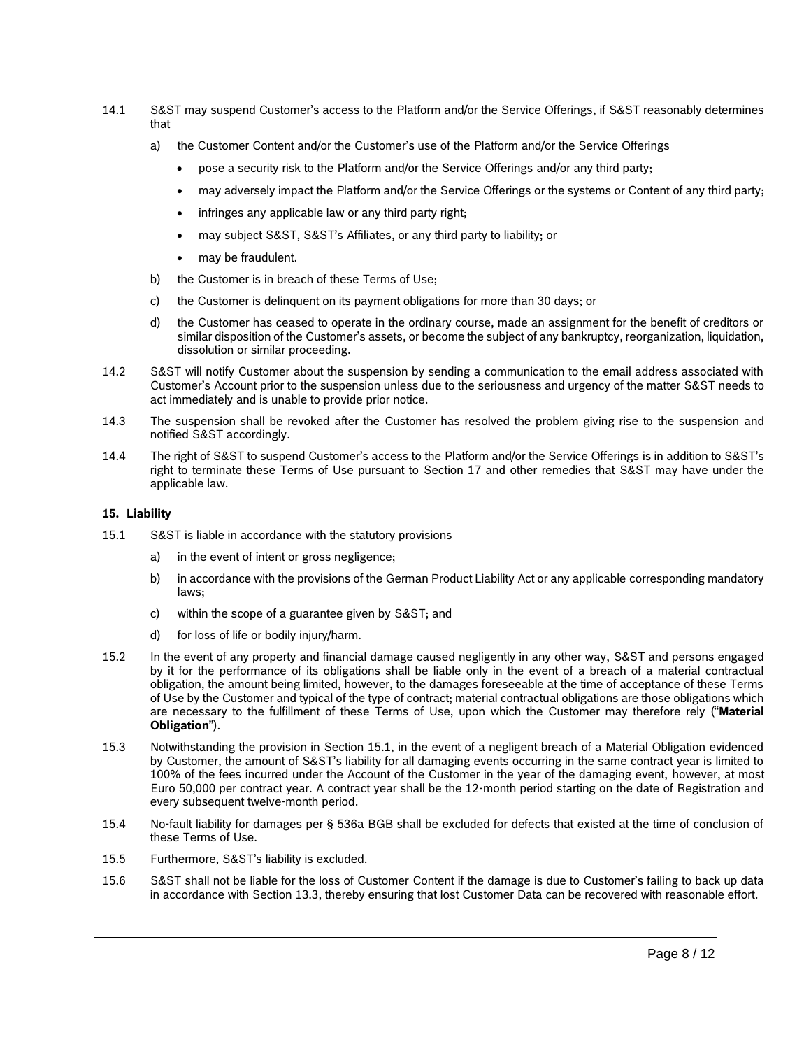14.1 S&ST may suspend Customer's access to the Platform and/or the Service Offerings, if S&ST reasonably determines that

a) the Customer Content and/or the Customer's use of the Platform and/or the Service Offerings

- pose a security risk to the Platform and/or the Service Offerings and/or any third party;
- may adversely impact the Platform and/or the Service Offerings or the systems or Content of any third party;
- infringes any applicable law or any third party right;
- may subject S&ST, S&ST's Affiliates, or any third party to liability; or
- may be fraudulent.

b) the Customer is in breach of these Terms of Use;

c) the Customer is delinquent on its payment obligations for more than 30 days; or

d) the Customer has ceased to operate in the ordinary course, made an assignment for the benefit of creditors or similar disposition of the Customer's assets, or become the subject of any bankruptcy, reorganization, liquidation, dissolution or similar proceeding.

14.2 S&ST will notify Customer about the suspension by sending a communication to the email address associated with Customer's Account prior to the suspension unless due to the seriousness and urgency of the matter S&ST needs to act immediately and is unable to provide prior notice.

14.3 The suspension shall be revoked after the Customer has resolved the problem giving rise to the suspension and notified S&ST accordingly.

14.4 The right of S&ST to suspend Customer's access to the Platform and/or the Service Offerings is in addition to S&ST's right to terminate these Terms of Use pursuant to Section 17 and other remedies that S&ST may have under the applicable law.

## 15. Liability

15.1 S&ST is liable in accordance with the statutory provisions

a) in the event of intent or gross negligence;

b) in accordance with the provisions of the German Product Liability Act or any applicable corresponding mandatory laws;

c) within the scope of a guarantee given by S&ST; and

d) for loss of life or bodily injury/harm.

15.2 In the event of any property and financial damage caused negligently in any other way, S&ST and persons engaged by it for the performance of its obligations shall be liable only in the event of a breach of a material contractual obligation, the amount being limited, however, to the damages foreseeable at the time of acceptance of these Terms of Use by the Customer and typical of the type of contract; material contractual obligations are those obligations which are necessary to the fulfillment of these Terms of Use, upon which the Customer may therefore rely ("**Material Obligation**").

15.3 Notwithstanding the provision in Section 15.1, in the event of a negligent breach of a Material Obligation evidenced by Customer, the amount of S&ST's liability for all damaging events occurring in the same contract year is limited to 100% of the fees incurred under the Account of the Customer in the year of the damaging event, however, at most Euro 50,000 per contract year. A contract year shall be the 12-month period starting on the date of Registration and every subsequent twelve-month period.

15.4 No-fault liability for damages per § 536a BGB shall be excluded for defects that existed at the time of conclusion of these Terms of Use.

15.5 Furthermore, S&ST's liability is excluded.

15.6 S&ST shall not be liable for the loss of Customer Content if the damage is due to Customer's failing to back up data in accordance with Section 13.3, thereby ensuring that lost Customer Data can be recovered with reasonable effort.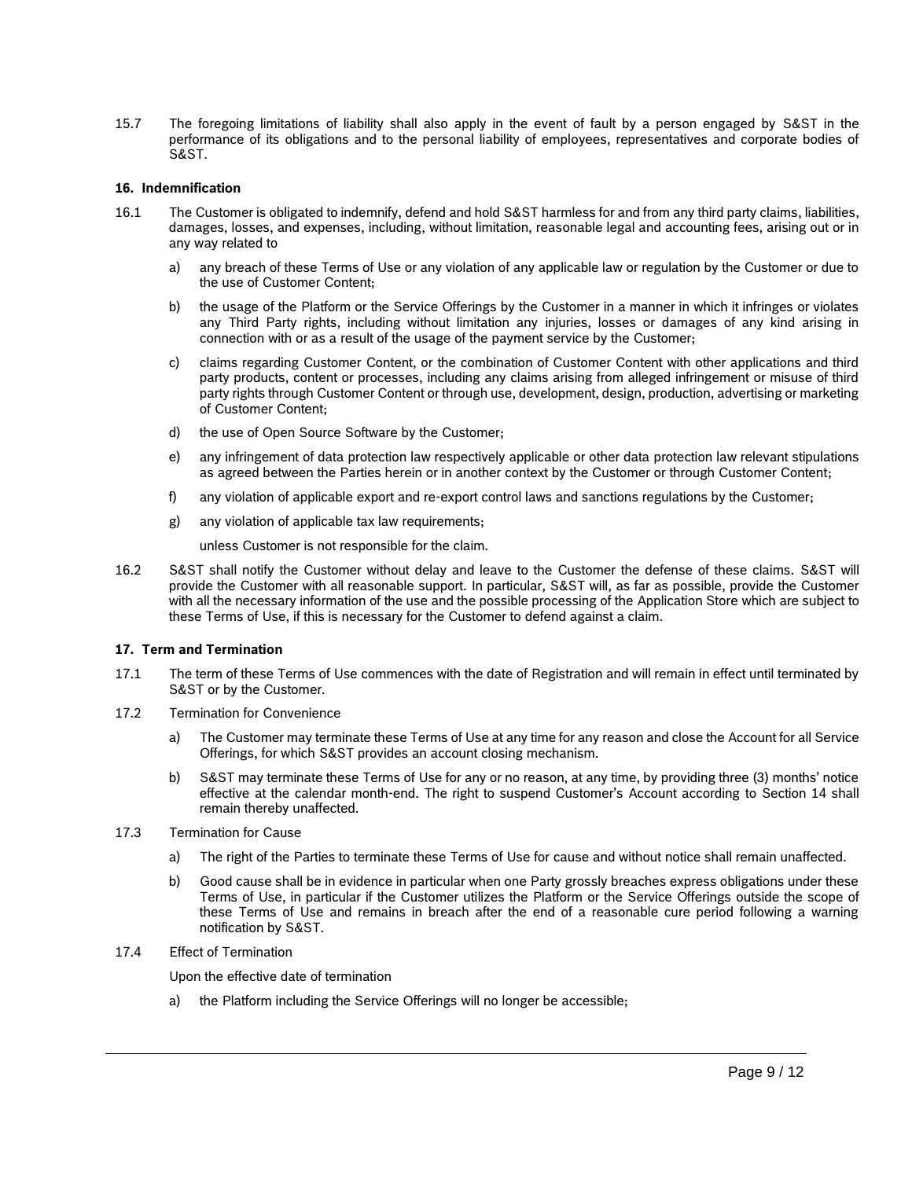15.7 The foregoing limitations of liability shall also apply in the event of fault by a person engaged by S&ST in the performance of its obligations and to the personal liability of employees, representatives and corporate bodies of S&ST.

## 16. Indemnification

16.1 The Customer is obligated to indemnify, defend and hold S&ST harmless for and from any third party claims, liabilities, damages, losses, and expenses, including, without limitation, reasonable legal and accounting fees, arising out or in any way related to

a) any breach of these Terms of Use or any violation of any applicable law or regulation by the Customer or due to the use of Customer Content;

b) the usage of the Platform or the Service Offerings by the Customer in a manner in which it infringes or violates any Third Party rights, including without limitation any injuries, losses or damages of any kind arising in connection with or as a result of the usage of the payment service by the Customer;

c) claims regarding Customer Content, or the combination of Customer Content with other applications and third party products, content or processes, including any claims arising from alleged infringement or misuse of third party rights through Customer Content or through use, development, design, production, advertising or marketing of Customer Content;

d) the use of Open Source Software by the Customer;

e) any infringement of data protection law respectively applicable or other data protection law relevant stipulations as agreed between the Parties herein or in another context by the Customer or through Customer Content;

f) any violation of applicable export and re-export control laws and sanctions regulations by the Customer;

g) any violation of applicable tax law requirements;

unless Customer is not responsible for the claim.

16.2 S&ST shall notify the Customer without delay and leave to the Customer the defense of these claims. S&ST will provide the Customer with all reasonable support. In particular, S&ST will, as far as possible, provide the Customer with all the necessary information of the use and the possible processing of the Application Store which are subject to these Terms of Use, if this is necessary for the Customer to defend against a claim.

## 17. Term and Termination

17.1 The term of these Terms of Use commences with the date of Registration and will remain in effect until terminated by S&ST or by the Customer.

17.2 Termination for Convenience

a) The Customer may terminate these Terms of Use at any time for any reason and close the Account for all Service Offerings, for which S&ST provides an account closing mechanism.

b) S&ST may terminate these Terms of Use for any or no reason, at any time, by providing three (3) months' notice effective at the calendar month-end. The right to suspend Customer's Account according to Section 14 shall remain thereby unaffected.

17.3 Termination for Cause

a) The right of the Parties to terminate these Terms of Use for cause and without notice shall remain unaffected.

b) Good cause shall be in evidence in particular when one Party grossly breaches express obligations under these Terms of Use, in particular if the Customer utilizes the Platform or the Service Offerings outside the scope of these Terms of Use and remains in breach after the end of a reasonable cure period following a warning notification by S&ST.

17.4 Effect of Termination

Upon the effective date of termination

a) the Platform including the Service Offerings will no longer be accessible;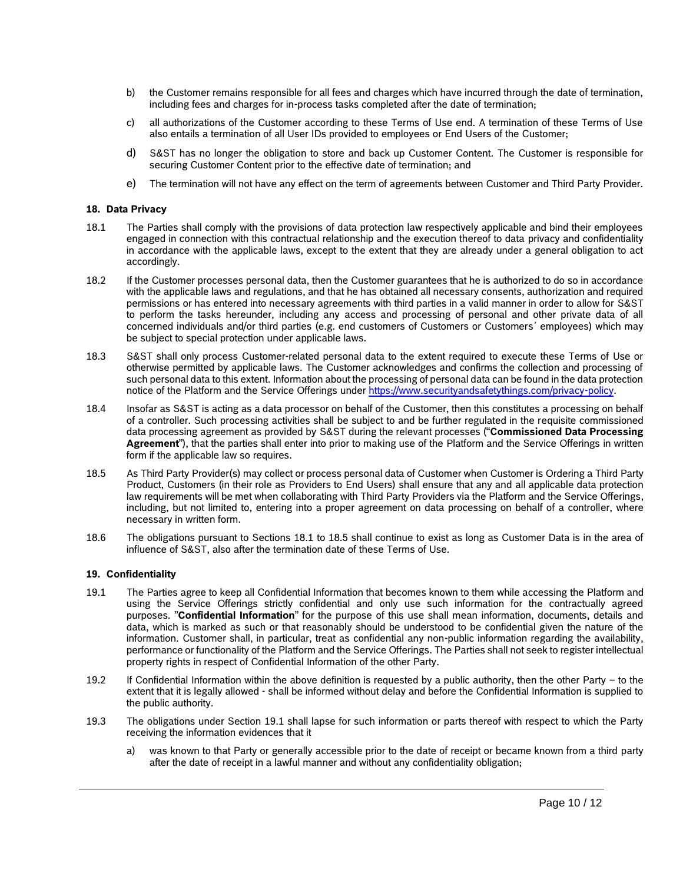b) the Customer remains responsible for all fees and charges which have incurred through the date of termination, including fees and charges for in-process tasks completed after the date of termination;

c) all authorizations of the Customer according to these Terms of Use end. A termination of these Terms of Use also entails a termination of all User IDs provided to employees or End Users of the Customer;

d) S&ST has no longer the obligation to store and back up Customer Content. The Customer is responsible for securing Customer Content prior to the effective date of termination; and

e) The termination will not have any effect on the term of agreements between Customer and Third Party Provider.

### 18. Data Privacy

18.1 The Parties shall comply with the provisions of data protection law respectively applicable and bind their employees engaged in connection with this contractual relationship and the execution thereof to data privacy and confidentiality in accordance with the applicable laws, except to the extent that they are already under a general obligation to act accordingly.

18.2 If the Customer processes personal data, then the Customer guarantees that he is authorized to do so in accordance with the applicable laws and regulations, and that he has obtained all necessary consents, authorization and required permissions or has entered into necessary agreements with third parties in a valid manner in order to allow for S&ST to perform the tasks hereunder, including any access and processing of personal and other private data of all concerned individuals and/or third parties (e.g. end customers of Customers or Customers´ employees) which may be subject to special protection under applicable laws.

18.3 S&ST shall only process Customer-related personal data to the extent required to execute these Terms of Use or otherwise permitted by applicable laws. The Customer acknowledges and confirms the collection and processing of such personal data to this extent. Information about the processing of personal data can be found in the data protection notice of the Platform and the Service Offerings under https://www.securityandsafetythings.com/privacy-policy.

18.4 Insofar as S&ST is acting as a data processor on behalf of the Customer, then this constitutes a processing on behalf of a controller. Such processing activities shall be subject to and be further regulated in the requisite commissioned data processing agreement as provided by S&ST during the relevant processes ("**Commissioned Data Processing Agreement**"), that the parties shall enter into prior to making use of the Platform and the Service Offerings in written form if the applicable law so requires.

18.5 As Third Party Provider(s) may collect or process personal data of Customer when Customer is Ordering a Third Party Product, Customers (in their role as Providers to End Users) shall ensure that any and all applicable data protection law requirements will be met when collaborating with Third Party Providers via the Platform and the Service Offerings, including, but not limited to, entering into a proper agreement on data processing on behalf of a controller, where necessary in written form.

18.6 The obligations pursuant to Sections 18.1 to 18.5 shall continue to exist as long as Customer Data is in the area of influence of S&ST, also after the termination date of these Terms of Use.

### 19. Confidentiality

19.1 The Parties agree to keep all Confidential Information that becomes known to them while accessing the Platform and using the Service Offerings strictly confidential and only use such information for the contractually agreed purposes. "**Confidential Information**" for the purpose of this use shall mean information, documents, details and data, which is marked as such or that reasonably should be understood to be confidential given the nature of the information. Customer shall, in particular, treat as confidential any non-public information regarding the availability, performance or functionality of the Platform and the Service Offerings. The Parties shall not seek to register intellectual property rights in respect of Confidential Information of the other Party.

19.2 If Confidential Information within the above definition is requested by a public authority, then the other Party – to the extent that it is legally allowed - shall be informed without delay and before the Confidential Information is supplied to the public authority.

19.3 The obligations under Section 19.1 shall lapse for such information or parts thereof with respect to which the Party receiving the information evidences that it

a) was known to that Party or generally accessible prior to the date of receipt or became known from a third party after the date of receipt in a lawful manner and without any confidentiality obligation;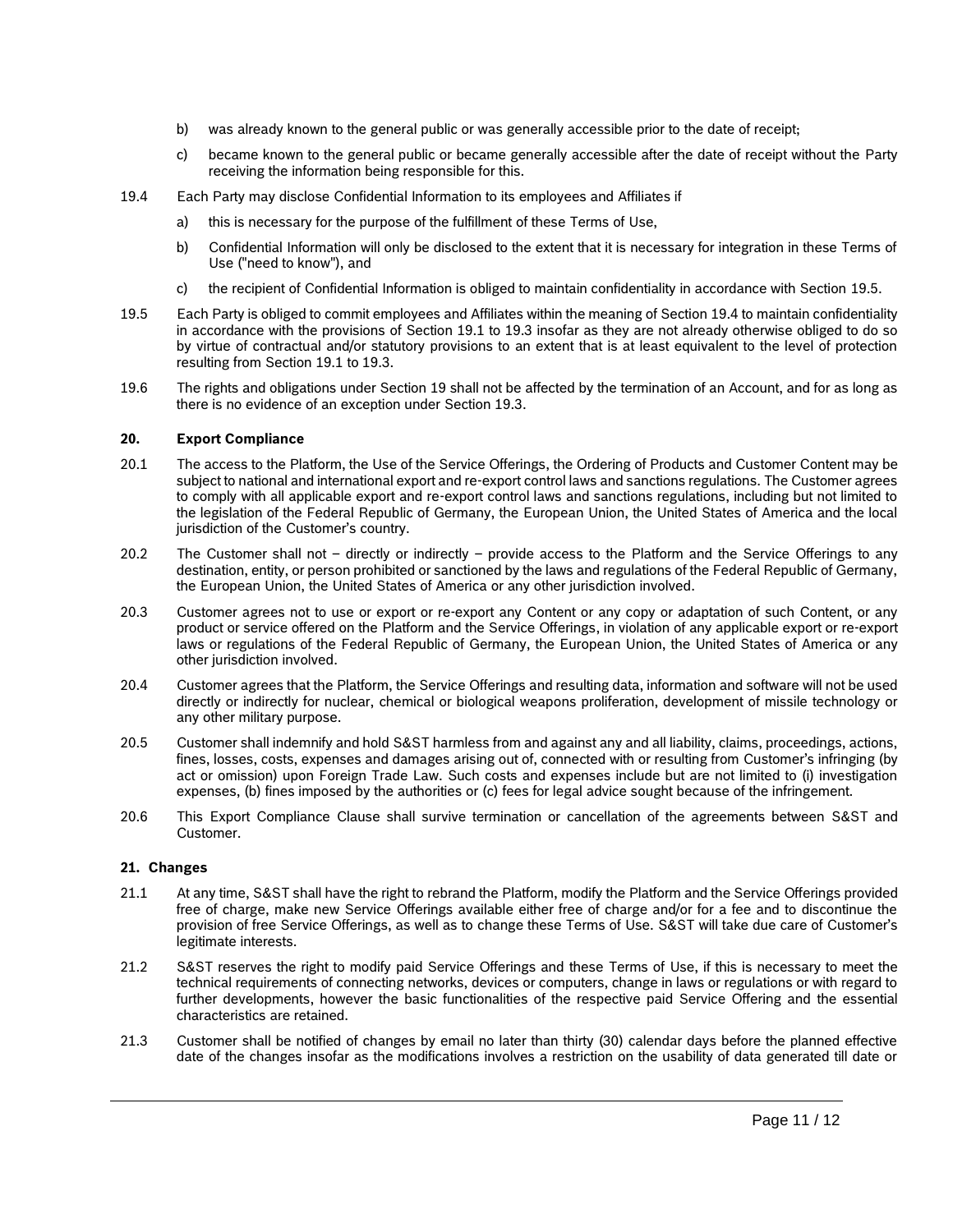b) was already known to the general public or was generally accessible prior to the date of receipt;

c) became known to the general public or became generally accessible after the date of receipt without the Party receiving the information being responsible for this.

19.4 Each Party may disclose Confidential Information to its employees and Affiliates if

a) this is necessary for the purpose of the fulfillment of these Terms of Use,

b) Confidential Information will only be disclosed to the extent that it is necessary for integration in these Terms of Use ("need to know"), and

c) the recipient of Confidential Information is obliged to maintain confidentiality in accordance with Section 19.5.

19.5 Each Party is obliged to commit employees and Affiliates within the meaning of Section 19.4 to maintain confidentiality in accordance with the provisions of Section 19.1 to 19.3 insofar as they are not already otherwise obliged to do so by virtue of contractual and/or statutory provisions to an extent that is at least equivalent to the level of protection resulting from Section 19.1 to 19.3.

19.6 The rights and obligations under Section 19 shall not be affected by the termination of an Account, and for as long as there is no evidence of an exception under Section 19.3.

## 20. Export Compliance

20.1 The access to the Platform, the Use of the Service Offerings, the Ordering of Products and Customer Content may be subject to national and international export and re-export control laws and sanctions regulations. The Customer agrees to comply with all applicable export and re-export control laws and sanctions regulations, including but not limited to the legislation of the Federal Republic of Germany, the European Union, the United States of America and the local jurisdiction of the Customer's country.

20.2 The Customer shall not – directly or indirectly – provide access to the Platform and the Service Offerings to any destination, entity, or person prohibited or sanctioned by the laws and regulations of the Federal Republic of Germany, the European Union, the United States of America or any other jurisdiction involved.

20.3 Customer agrees not to use or export or re-export any Content or any copy or adaptation of such Content, or any product or service offered on the Platform and the Service Offerings, in violation of any applicable export or re-export laws or regulations of the Federal Republic of Germany, the European Union, the United States of America or any other jurisdiction involved.

20.4 Customer agrees that the Platform, the Service Offerings and resulting data, information and software will not be used directly or indirectly for nuclear, chemical or biological weapons proliferation, development of missile technology or any other military purpose.

20.5 Customer shall indemnify and hold S&ST harmless from and against any and all liability, claims, proceedings, actions, fines, losses, costs, expenses and damages arising out of, connected with or resulting from Customer's infringing (by act or omission) upon Foreign Trade Law. Such costs and expenses include but are not limited to (i) investigation expenses, (b) fines imposed by the authorities or (c) fees for legal advice sought because of the infringement.

20.6 This Export Compliance Clause shall survive termination or cancellation of the agreements between S&ST and Customer.

## 21. Changes

21.1 At any time, S&ST shall have the right to rebrand the Platform, modify the Platform and the Service Offerings provided free of charge, make new Service Offerings available either free of charge and/or for a fee and to discontinue the provision of free Service Offerings, as well as to change these Terms of Use. S&ST will take due care of Customer's legitimate interests.

21.2 S&ST reserves the right to modify paid Service Offerings and these Terms of Use, if this is necessary to meet the technical requirements of connecting networks, devices or computers, change in laws or regulations or with regard to further developments, however the basic functionalities of the respective paid Service Offering and the essential characteristics are retained.

21.3 Customer shall be notified of changes by email no later than thirty (30) calendar days before the planned effective date of the changes insofar as the modifications involves a restriction on the usability of data generated till date or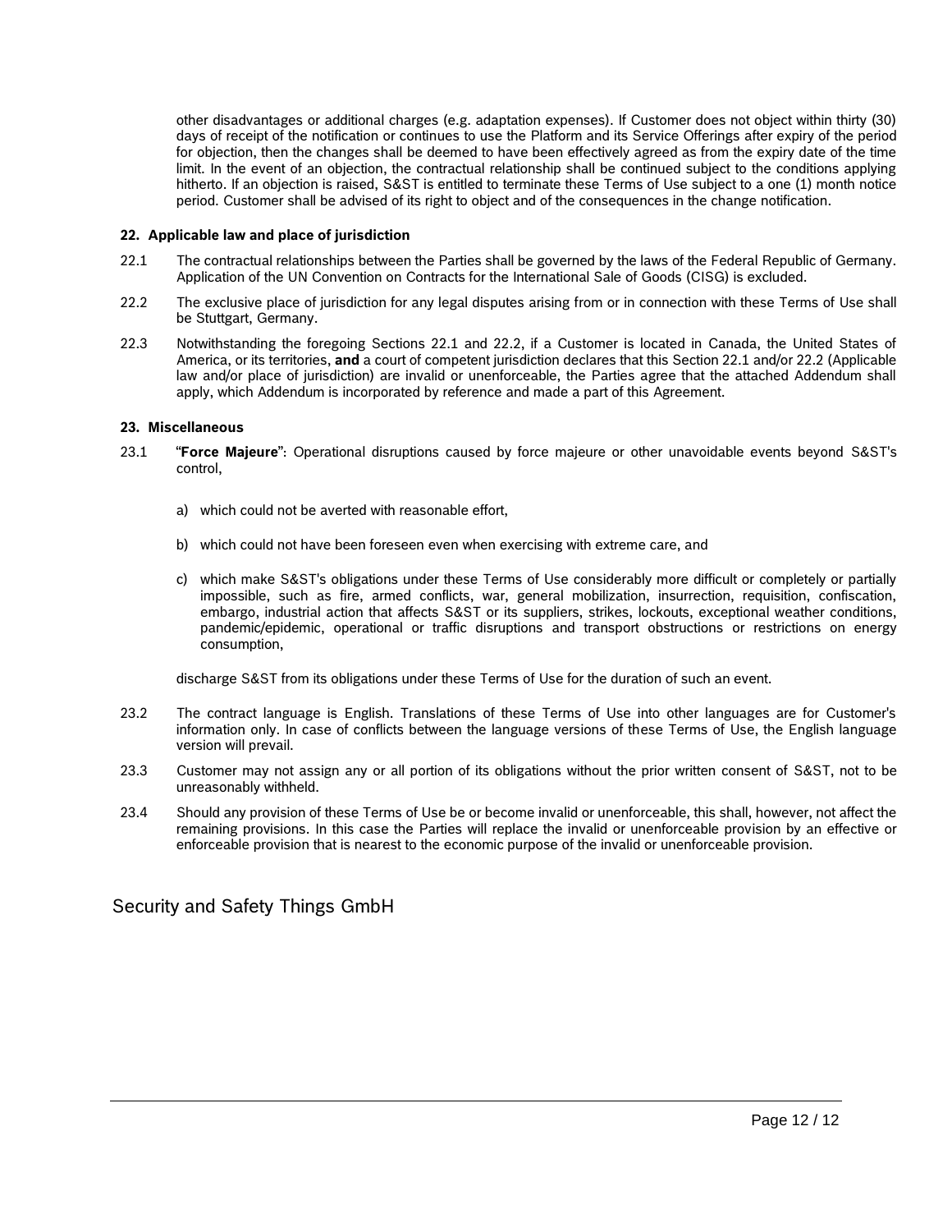other disadvantages or additional charges (e.g. adaptation expenses). If Customer does not object within thirty (30) days of receipt of the notification or continues to use the Platform and its Service Offerings after expiry of the period for objection, then the changes shall be deemed to have been effectively agreed as from the expiry date of the time limit. In the event of an objection, the contractual relationship shall be continued subject to the conditions applying hitherto. If an objection is raised, S&ST is entitled to terminate these Terms of Use subject to a one (1) month notice period. Customer shall be advised of its right to object and of the consequences in the change notification.

### 22. Applicable law and place of jurisdiction

22.1 The contractual relationships between the Parties shall be governed by the laws of the Federal Republic of Germany. Application of the UN Convention on Contracts for the International Sale of Goods (CISG) is excluded.

22.2 The exclusive place of jurisdiction for any legal disputes arising from or in connection with these Terms of Use shall be Stuttgart, Germany.

22.3 Notwithstanding the foregoing Sections 22.1 and 22.2, if a Customer is located in Canada, the United States of America, or its territories, **and** a court of competent jurisdiction declares that this Section 22.1 and/or 22.2 (Applicable law and/or place of jurisdiction) are invalid or unenforceable, the Parties agree that the attached Addendum shall apply, which Addendum is incorporated by reference and made a part of this Agreement.

### 23. Miscellaneous

23.1 "**Force Majeure**": Operational disruptions caused by force majeure or other unavoidable events beyond S&ST's control,

a) which could not be averted with reasonable effort,

b) which could not have been foreseen even when exercising with extreme care, and

c) which make S&ST's obligations under these Terms of Use considerably more difficult or completely or partially impossible, such as fire, armed conflicts, war, general mobilization, insurrection, requisition, confiscation, embargo, industrial action that affects S&ST or its suppliers, strikes, lockouts, exceptional weather conditions, pandemic/epidemic, operational or traffic disruptions and transport obstructions or restrictions on energy consumption,

discharge S&ST from its obligations under these Terms of Use for the duration of such an event.

23.2 The contract language is English. Translations of these Terms of Use into other languages are for Customer's information only. In case of conflicts between the language versions of these Terms of Use, the English language version will prevail.

23.3 Customer may not assign any or all portion of its obligations without the prior written consent of S&ST, not to be unreasonably withheld.

23.4 Should any provision of these Terms of Use be or become invalid or unenforceable, this shall, however, not affect the remaining provisions. In this case the Parties will replace the invalid or unenforceable provision by an effective or enforceable provision that is nearest to the economic purpose of the invalid or unenforceable provision.

Security and Safety Things GmbH